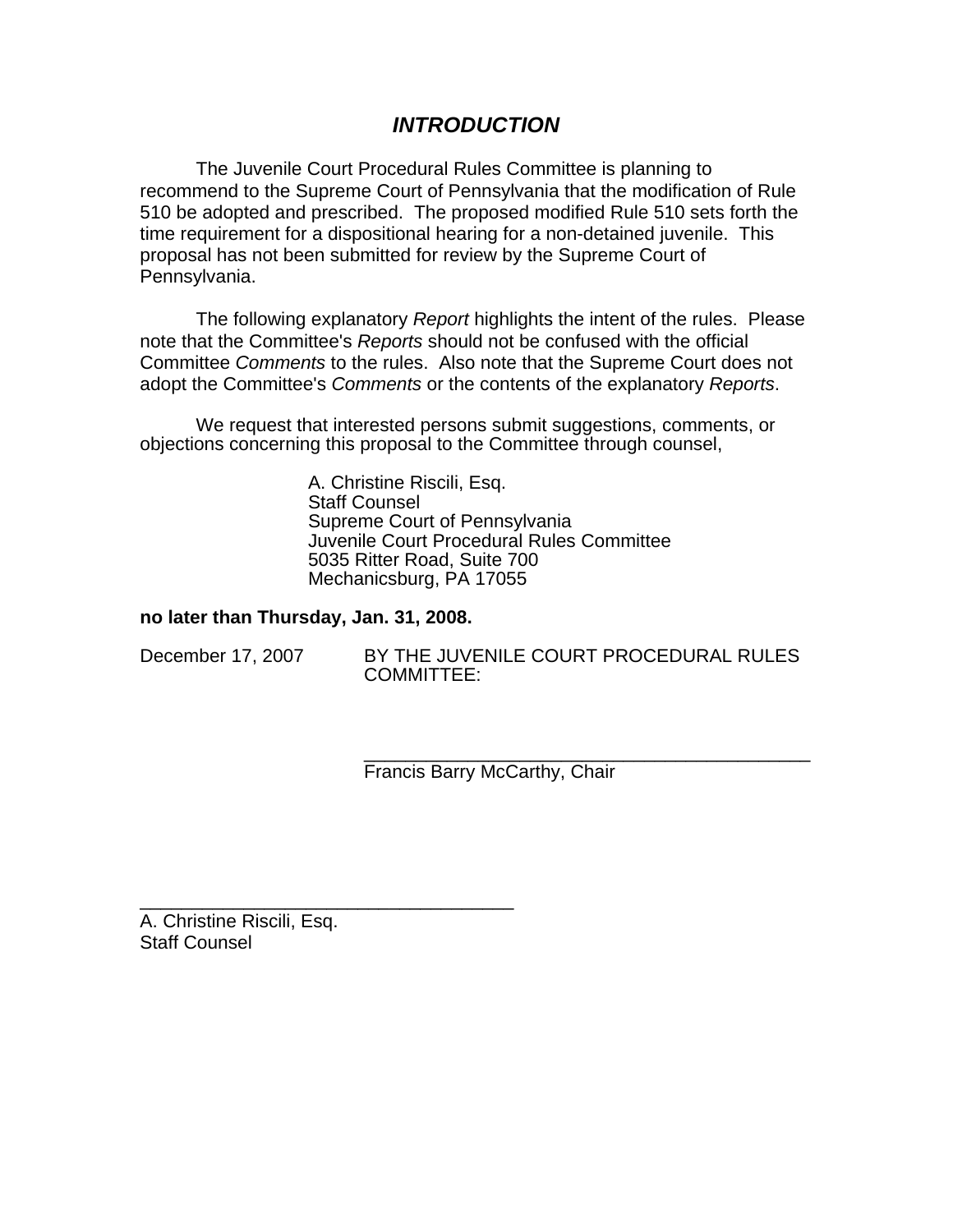# *INTRODUCTION*

The Juvenile Court Procedural Rules Committee is planning to recommend to the Supreme Court of Pennsylvania that the modification of Rule 510 be adopted and prescribed. The proposed modified Rule 510 sets forth the time requirement for a dispositional hearing for a non-detained juvenile. This proposal has not been submitted for review by the Supreme Court of Pennsylvania.

The following explanatory *Report* highlights the intent of the rules. Please note that the Committee's *Reports* should not be confused with the official Committee *Comments* to the rules. Also note that the Supreme Court does not adopt the Committee's *Comments* or the contents of the explanatory *Reports*.

We request that interested persons submit suggestions, comments, or objections concerning this proposal to the Committee through counsel,

A. Christine Riscili, Esq.
Staff Counsel
Supreme Court of Pennsylvania
Juvenile Court Procedural Rules Committee
5035 Ritter Road, Suite 700
Mechanicsburg, PA 17055

**no later than Thursday, Jan. 31, 2008.**

December 17, 2007 BY THE JUVENILE COURT PROCEDURAL RULES COMMITTEE:

\_\_\_\_\_\_\_\_\_\_\_\_\_\_\_\_\_\_\_\_\_\_\_\_\_\_\_\_\_\_\_\_\_\_\_\_\_\_\_\_\_\_\_\_
Francis Barry McCarthy, Chair

\_\_\_\_\_\_\_\_\_\_\_\_\_\_\_\_\_\_\_\_\_\_\_\_\_\_\_\_\_\_\_\_\_\_\_\_\_\_
A. Christine Riscili, Esq.
Staff Counsel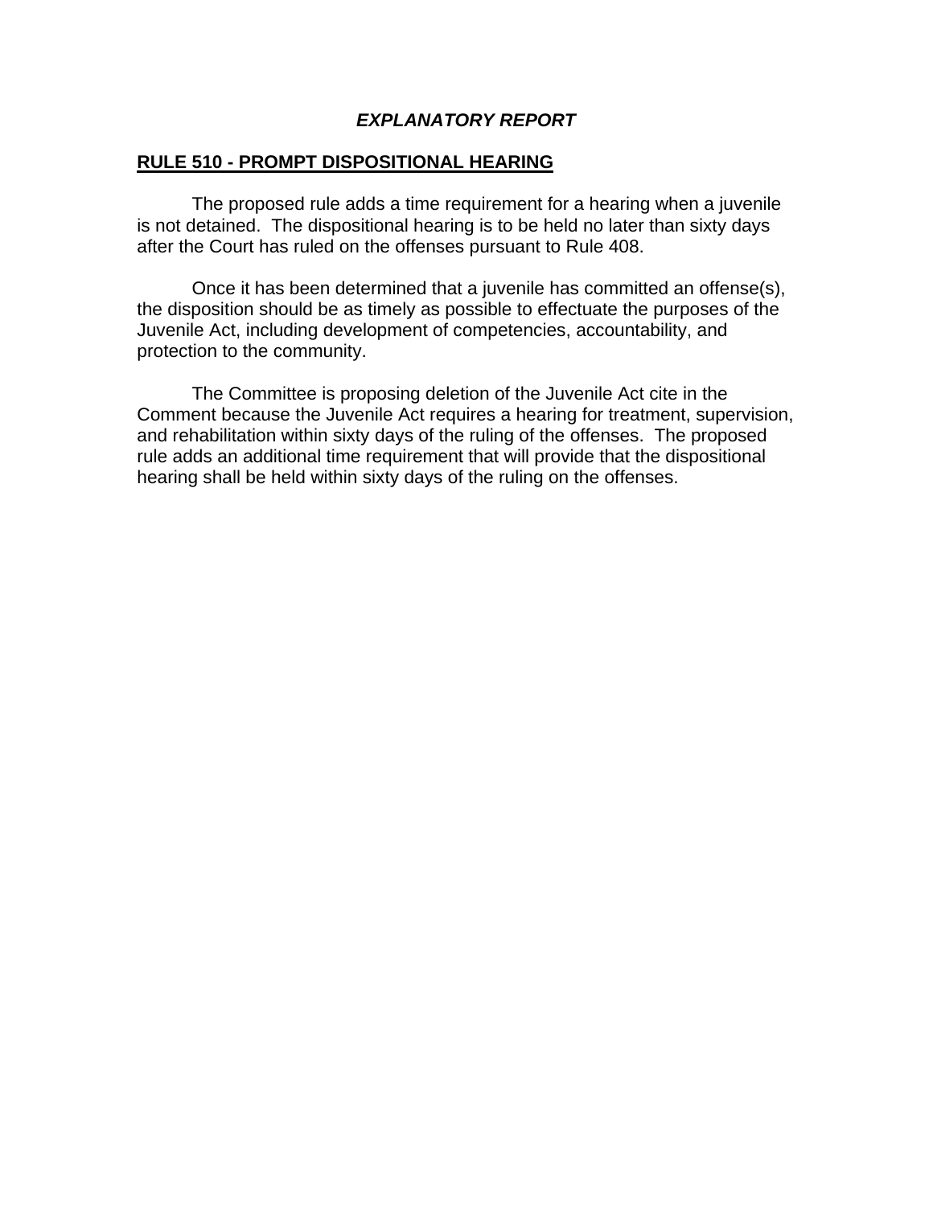# *EXPLANATORY REPORT*

## RULE 510 - PROMPT DISPOSITIONAL HEARING

The proposed rule adds a time requirement for a hearing when a juvenile is not detained. The dispositional hearing is to be held no later than sixty days after the Court has ruled on the offenses pursuant to Rule 408.

Once it has been determined that a juvenile has committed an offense(s), the disposition should be as timely as possible to effectuate the purposes of the Juvenile Act, including development of competencies, accountability, and protection to the community.

The Committee is proposing deletion of the Juvenile Act cite in the Comment because the Juvenile Act requires a hearing for treatment, supervision, and rehabilitation within sixty days of the ruling of the offenses. The proposed rule adds an additional time requirement that will provide that the dispositional hearing shall be held within sixty days of the ruling on the offenses.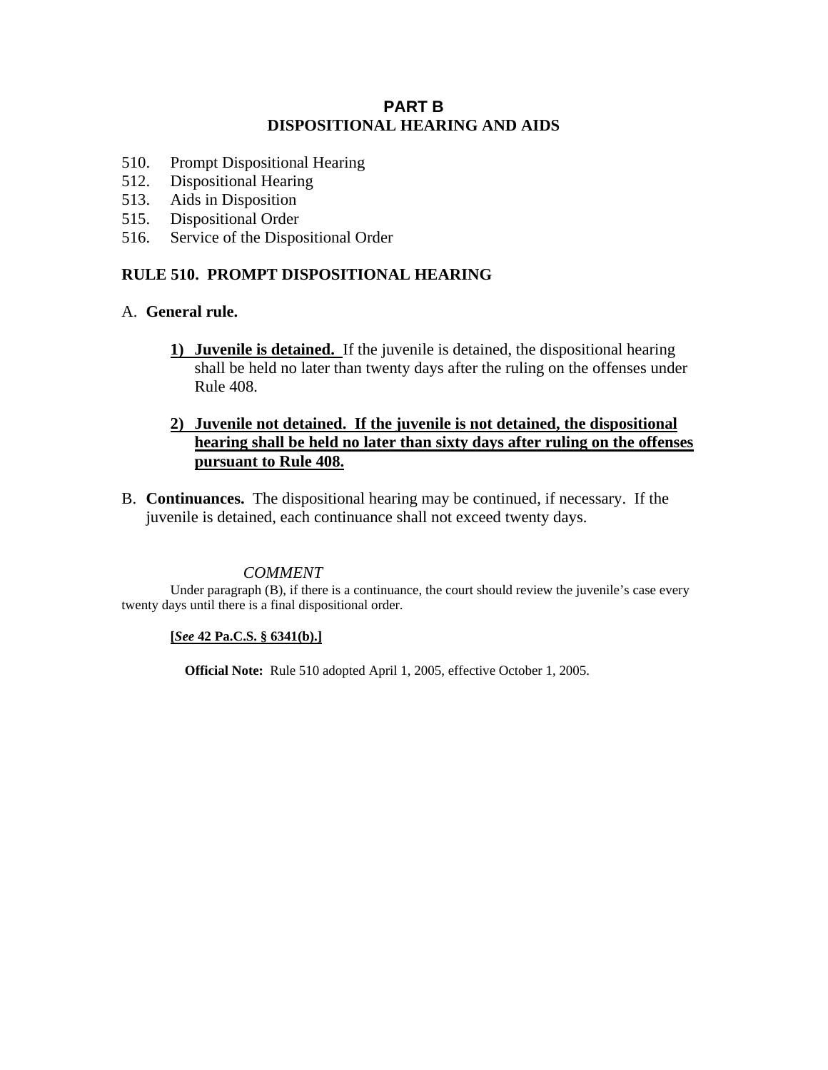## PART B
## DISPOSITIONAL HEARING AND AIDS

510. Prompt Dispositional Hearing
512. Dispositional Hearing
513. Aids in Disposition
515. Dispositional Order
516. Service of the Dispositional Order

### RULE 510. PROMPT DISPOSITIONAL HEARING

A. **General rule.**

1) **Juvenile is detained.** If the juvenile is detained, the dispositional hearing shall be held no later than twenty days after the ruling on the offenses under Rule 408.

2) **Juvenile not detained. If the juvenile is not detained, the dispositional hearing shall be held no later than sixty days after ruling on the offenses pursuant to Rule 408.**

B. **Continuances.** The dispositional hearing may be continued, if necessary. If the juvenile is detained, each continuance shall not exceed twenty days.

*COMMENT*

Under paragraph (B), if there is a continuance, the court should review the juvenile's case every twenty days until there is a final dispositional order.

**[*See* 42 Pa.C.S. § 6341(b).]**

**Official Note:** Rule 510 adopted April 1, 2005, effective October 1, 2005.